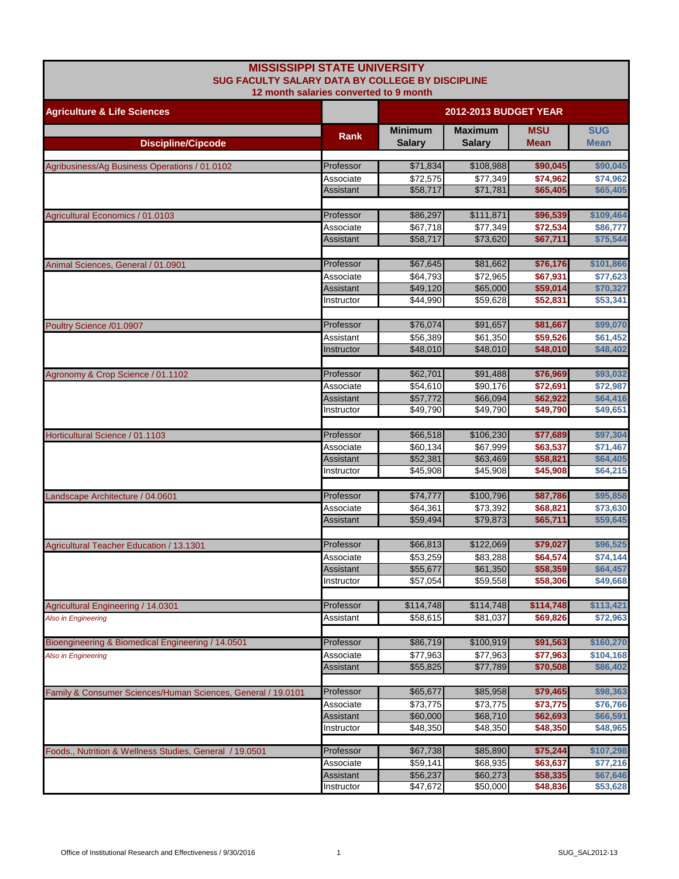# MISSISSIPPI STATE UNIVERSITY

## SUG FACULTY SALARY DATA BY COLLEGE BY DISCIPLINE

### 12 month salaries converted to 9 month

| Agriculture & Life Sciences | | 2012-2013 BUDGET YEAR | | | |
|---|---|---|---|---|---|
| **Discipline/Cipcode** | **Rank** | **Minimum Salary** | **Maximum Salary** | **MSU Mean** | **SUG Mean** |
| Agribusiness/Ag Business Operations / 01.0102 | Professor | $71,834 | $108,988 | $90,045 | $90,045 |
| | Associate | $72,575 | $77,349 | $74,962 | $74,962 |
| | Assistant | $58,717 | $71,781 | $65,405 | $65,405 |
| Agricultural Economics / 01.0103 | Professor | $86,297 | $111,871 | $96,539 | $109,464 |
| | Associate | $67,718 | $77,349 | $72,534 | $86,777 |
| | Assistant | $58,717 | $73,620 | $67,711 | $75,544 |
| Animal Sciences, General / 01.0901 | Professor | $67,645 | $81,662 | $76,176 | $101,866 |
| | Associate | $64,793 | $72,965 | $67,931 | $77,623 |
| | Assistant | $49,120 | $65,000 | $59,014 | $70,327 |
| | Instructor | $44,990 | $59,628 | $52,831 | $53,341 |
| Poultry Science /01.0907 | Professor | $76,074 | $91,657 | $81,667 | $99,070 |
| | Assistant | $56,389 | $61,350 | $59,526 | $61,452 |
| | Instructor | $48,010 | $48,010 | $48,010 | $48,402 |
| Agronomy & Crop Science / 01.1102 | Professor | $62,701 | $91,488 | $76,969 | $93,032 |
| | Associate | $54,610 | $90,176 | $72,691 | $72,987 |
| | Assistant | $57,772 | $66,094 | $62,922 | $64,416 |
| | Instructor | $49,790 | $49,790 | $49,790 | $49,651 |
| Horticultural Science / 01.1103 | Professor | $66,518 | $106,230 | $77,689 | $97,304 |
| | Associate | $60,134 | $67,999 | $63,537 | $71,467 |
| | Assistant | $52,381 | $63,469 | $58,821 | $64,405 |
| | Instructor | $45,908 | $45,908 | $45,908 | $64,215 |
| Landscape Architecture / 04.0601 | Professor | $74,777 | $100,796 | $87,786 | $95,858 |
| | Associate | $64,361 | $73,392 | $68,821 | $73,630 |
| | Assistant | $59,494 | $79,873 | $65,711 | $59,645 |
| Agricultural Teacher Education / 13.1301 | Professor | $66,813 | $122,069 | $79,027 | $96,525 |
| | Associate | $53,259 | $83,288 | $64,574 | $74,144 |
| | Assistant | $55,677 | $61,350 | $58,359 | $64,457 |
| | Instructor | $57,054 | $59,558 | $58,306 | $49,668 |
| Agricultural Engineering / 14.0301 | Professor | $114,748 | $114,748 | $114,748 | $113,421 |
| *Also in Engineering* | Assistant | $58,615 | $81,037 | $69,826 | $72,963 |
| Bioengineering & Biomedical Engineering / 14.0501 | Professor | $86,719 | $100,919 | $91,563 | $160,270 |
| *Also in Engineering* | Associate | $77,963 | $77,963 | $77,963 | $104,168 |
| | Assistant | $55,825 | $77,789 | $70,508 | $86,402 |
| Family & Consumer Sciences/Human Sciences, General / 19.0101 | Professor | $65,677 | $85,958 | $79,465 | $98,363 |
| | Associate | $73,775 | $73,775 | $73,775 | $76,766 |
| | Assistant | $60,000 | $68,710 | $62,693 | $66,591 |
| | Instructor | $48,350 | $48,350 | $48,350 | $48,965 |
| Foods., Nutrition & Wellness Studies, General / 19.0501 | Professor | $67,738 | $85,890 | $75,244 | $107,298 |
| | Associate | $59,141 | $68,935 | $63,637 | $77,216 |
| | Assistant | $56,237 | $60,273 | $58,335 | $67,646 |
| | Instructor | $47,672 | $50,000 | $48,836 | $53,628 |

Office of Institutional Research and Effectiveness / 9/30/2016 SUG_SAL2012-13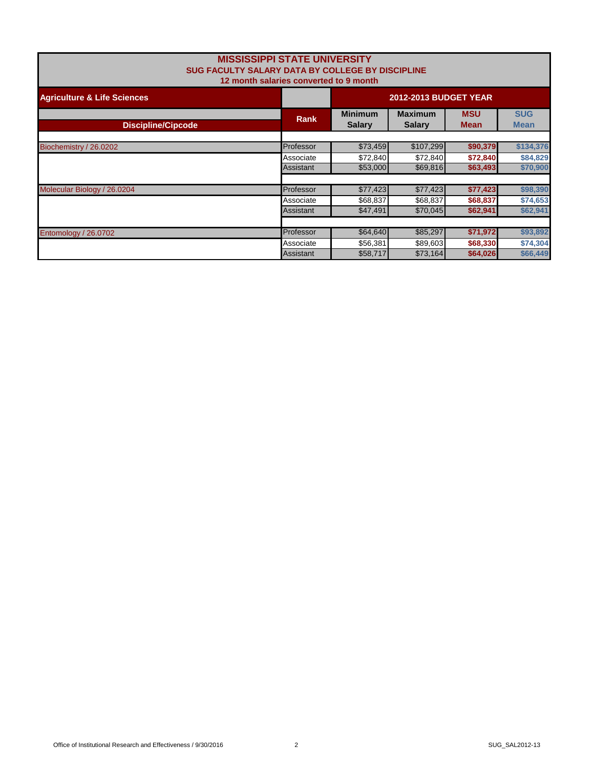# MISSISSIPPI STATE UNIVERSITY
## SUG FACULTY SALARY DATA BY COLLEGE BY DISCIPLINE
### 12 month salaries converted to 9 month

| Agriculture & Life Sciences | | 2012-2013 BUDGET YEAR | | | |
|---|---|---|---|---|---|
| **Discipline/Cipcode** | **Rank** | **Minimum Salary** | **Maximum Salary** | **MSU Mean** | **SUG Mean** |
| Biochemistry / 26.0202 | Professor | $73,459 | $107,299 | $90,379 | $134,376 |
| | Associate | $72,840 | $72,840 | $72,840 | $84,829 |
| | Assistant | $53,000 | $69,816 | $63,493 | $70,900 |
| Molecular Biology / 26.0204 | Professor | $77,423 | $77,423 | $77,423 | $98,390 |
| | Associate | $68,837 | $68,837 | $68,837 | $74,653 |
| | Assistant | $47,491 | $70,045 | $62,941 | $62,941 |
| Entomology / 26.0702 | Professor | $64,640 | $85,297 | $71,972 | $93,892 |
| | Associate | $56,381 | $89,603 | $68,330 | $74,304 |
| | Assistant | $58,717 | $73,164 | $64,026 | $66,449 |

Office of Institutional Research and Effectiveness / 9/30/2016 SUG_SAL2012-13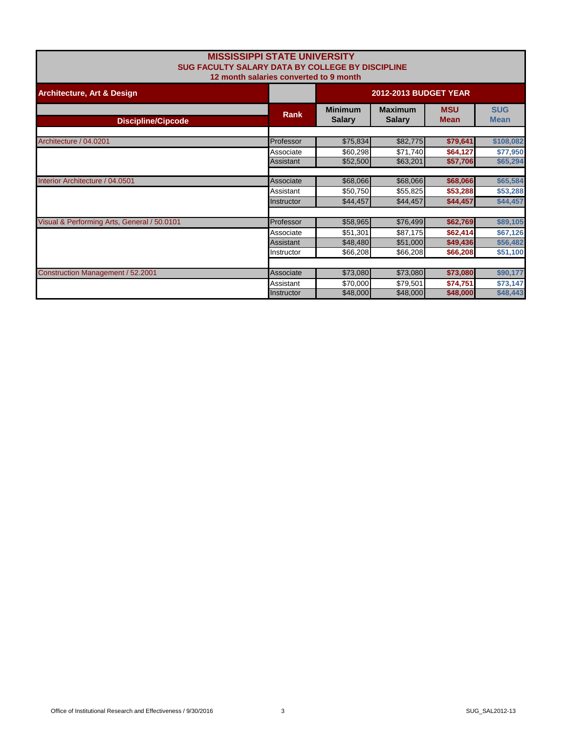# MISSISSIPPI STATE UNIVERSITY
## SUG FACULTY SALARY DATA BY COLLEGE BY DISCIPLINE
### 12 month salaries converted to 9 month

| Architecture, Art & Design | | 2012-2013 BUDGET YEAR | | | |
|---|---|---|---|---|---|
| **Discipline/Cipcode** | **Rank** | **Minimum Salary** | **Maximum Salary** | **MSU Mean** | **SUG Mean** |
| Architecture / 04.0201 | Professor | $75,834 | $82,775 | $79,641 | $108,082 |
| | Associate | $60,298 | $71,740 | $64,127 | $77,950 |
| | Assistant | $52,500 | $63,201 | $57,706 | $65,294 |
| Interior Architecture / 04.0501 | Associate | $68,066 | $68,066 | $68,066 | $65,584 |
| | Assistant | $50,750 | $55,825 | $53,288 | $53,288 |
| | Instructor | $44,457 | $44,457 | $44,457 | $44,457 |
| Visual & Performing Arts, General / 50.0101 | Professor | $58,965 | $76,499 | $62,769 | $89,105 |
| | Associate | $51,301 | $87,175 | $62,414 | $67,126 |
| | Assistant | $48,480 | $51,000 | $49,436 | $56,482 |
| | Instructor | $66,208 | $66,208 | $66,208 | $51,100 |
| Construction Management / 52.2001 | Associate | $73,080 | $73,080 | $73,080 | $90,177 |
| | Assistant | $70,000 | $79,501 | $74,751 | $73,147 |
| | Instructor | $48,000 | $48,000 | $48,000 | $48,443 |

Office of Institutional Research and Effectiveness / 9/30/2016 SUG_SAL2012-13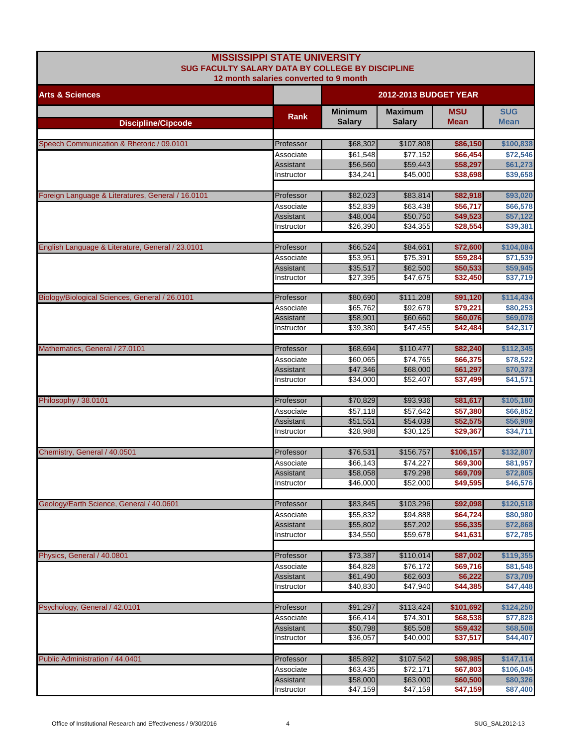# MISSISSIPPI STATE UNIVERSITY
## SUG FACULTY SALARY DATA BY COLLEGE BY DISCIPLINE
### 12 month salaries converted to 9 month

| Arts & Sciences | | 2012-2013 BUDGET YEAR | | | |
|---|---|---|---|---|---|
| Discipline/Cipcode | Rank | Minimum Salary | Maximum Salary | MSU Mean | SUG Mean |
| Speech Communication & Rhetoric / 09.0101 | Professor | $68,302 | $107,808 | $86,150 | $100,838 |
| | Associate | $61,548 | $77,152 | $66,454 | $72,546 |
| | Assistant | $56,560 | $59,443 | $58,297 | $61,273 |
| | Instructor | $34,241 | $45,000 | $38,698 | $39,658 |
| Foreign Language & Literatures, General / 16.0101 | Professor | $82,023 | $83,814 | $82,918 | $93,020 |
| | Associate | $52,839 | $63,438 | $56,717 | $66,578 |
| | Assistant | $48,004 | $50,750 | $49,523 | $57,122 |
| | Instructor | $26,390 | $34,355 | $28,554 | $39,381 |
| English Language & Literature, General / 23.0101 | Professor | $66,524 | $84,661 | $72,600 | $104,084 |
| | Associate | $53,951 | $75,391 | $59,284 | $71,539 |
| | Assistant | $35,517 | $62,500 | $50,533 | $59,945 |
| | Instructor | $27,395 | $47,675 | $32,450 | $37,719 |
| Biology/Biological Sciences, General / 26.0101 | Professor | $80,690 | $111,208 | $91,120 | $114,434 |
| | Associate | $65,762 | $92,679 | $79,221 | $80,253 |
| | Assistant | $58,901 | $60,660 | $60,076 | $69,078 |
| | Instructor | $39,380 | $47,455 | $42,484 | $42,317 |
| Mathematics, General / 27.0101 | Professor | $68,694 | $110,477 | $82,240 | $112,345 |
| | Associate | $60,065 | $74,765 | $66,375 | $78,522 |
| | Assistant | $47,346 | $68,000 | $61,297 | $70,373 |
| | Instructor | $34,000 | $52,407 | $37,499 | $41,571 |
| Philosophy / 38.0101 | Professor | $70,829 | $93,936 | $81,617 | $105,180 |
| | Associate | $57,118 | $57,642 | $57,380 | $66,852 |
| | Assistant | $51,551 | $54,039 | $52,575 | $56,909 |
| | Instructor | $28,988 | $30,125 | $29,367 | $34,711 |
| Chemistry, General / 40.0501 | Professor | $76,531 | $156,757 | $106,157 | $132,807 |
| | Associate | $66,143 | $74,227 | $69,300 | $81,957 |
| | Assistant | $58,058 | $79,298 | $69,709 | $72,805 |
| | Instructor | $46,000 | $52,000 | $49,595 | $46,576 |
| Geology/Earth Science, General / 40.0601 | Professor | $83,845 | $103,296 | $92,098 | $120,518 |
| | Associate | $55,832 | $94,888 | $64,724 | $80,980 |
| | Assistant | $55,802 | $57,202 | $56,335 | $72,868 |
| | Instructor | $34,550 | $59,678 | $41,631 | $72,785 |
| Physics, General / 40.0801 | Professor | $73,387 | $110,014 | $87,002 | $119,355 |
| | Associate | $64,828 | $76,172 | $69,716 | $81,548 |
| | Assistant | $61,490 | $62,603 | $6,222 | $73,709 |
| | Instructor | $40,830 | $47,940 | $44,385 | $47,448 |
| Psychology, General / 42.0101 | Professor | $91,297 | $113,424 | $101,692 | $124,250 |
| | Associate | $66,414 | $74,301 | $68,538 | $77,828 |
| | Assistant | $50,798 | $65,508 | $59,432 | $68,508 |
| | Instructor | $36,057 | $40,000 | $37,517 | $44,407 |
| Public Administration / 44.0401 | Professor | $85,892 | $107,542 | $98,985 | $147,114 |
| | Associate | $63,435 | $72,171 | $67,803 | $106,045 |
| | Assistant | $58,000 | $63,000 | $60,500 | $80,326 |
| | Instructor | $47,159 | $47,159 | $47,159 | $87,400 |

Office of Institutional Research and Effectiveness / 9/30/2016 SUG_SAL2012-13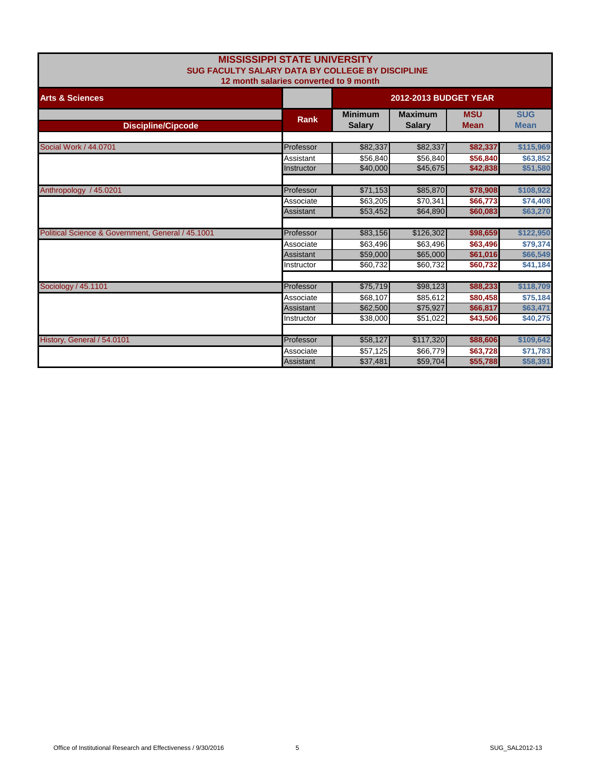# MISSISSIPPI STATE UNIVERSITY
## SUG FACULTY SALARY DATA BY COLLEGE BY DISCIPLINE
### 12 month salaries converted to 9 month

| Arts & Sciences | | 2012-2013 BUDGET YEAR | | | |
|---|---|---|---|---|---|
| Discipline/Cipcode | Rank | Minimum Salary | Maximum Salary | MSU Mean | SUG Mean |
| Social Work / 44.0701 | Professor | $82,337 | $82,337 | $82,337 | $115,969 |
| | Assistant | $56,840 | $56,840 | $56,840 | $63,852 |
| | Instructor | $40,000 | $45,675 | $42,838 | $51,580 |
| Anthropology / 45.0201 | Professor | $71,153 | $85,870 | $78,908 | $108,922 |
| | Associate | $63,205 | $70,341 | $66,773 | $74,408 |
| | Assistant | $53,452 | $64,890 | $60,083 | $63,270 |
| Political Science & Government, General / 45.1001 | Professor | $83,156 | $126,302 | $98,659 | $122,950 |
| | Associate | $63,496 | $63,496 | $63,496 | $79,374 |
| | Assistant | $59,000 | $65,000 | $61,016 | $66,549 |
| | Instructor | $60,732 | $60,732 | $60,732 | $41,184 |
| Sociology / 45.1101 | Professor | $75,719 | $98,123 | $88,233 | $118,709 |
| | Associate | $68,107 | $85,612 | $80,458 | $75,184 |
| | Assistant | $62,500 | $75,927 | $66,817 | $63,471 |
| | Instructor | $38,000 | $51,022 | $43,506 | $40,275 |
| History, General / 54.0101 | Professor | $58,127 | $117,320 | $88,606 | $109,642 |
| | Associate | $57,125 | $66,779 | $63,728 | $71,783 |
| | Assistant | $37,481 | $59,704 | $55,788 | $58,391 |

Office of Institutional Research and Effectiveness / 9/30/2016 SUG_SAL2012-13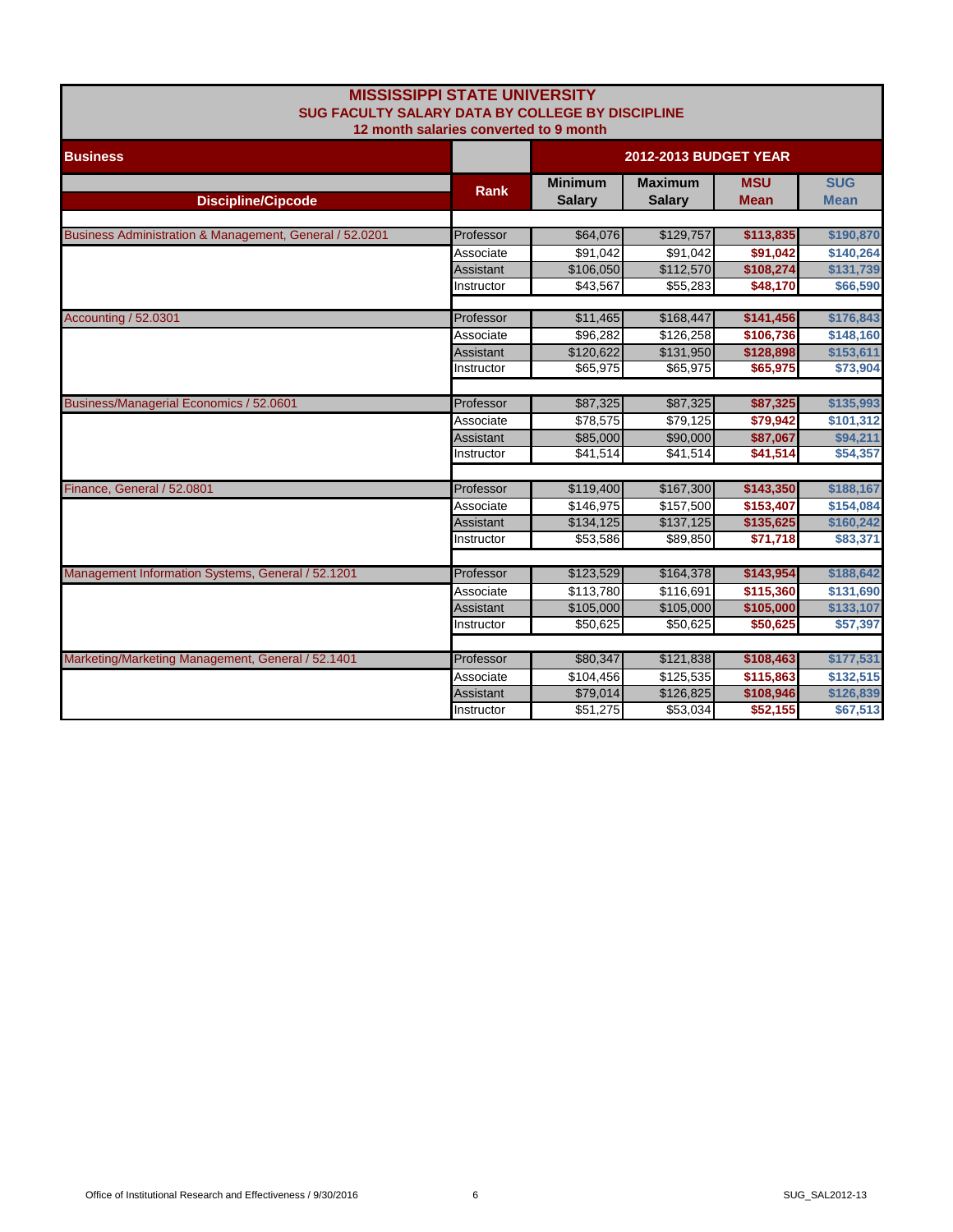# MISSISSIPPI STATE UNIVERSITY
## SUG FACULTY SALARY DATA BY COLLEGE BY DISCIPLINE
### 12 month salaries converted to 9 month

**Business** — **2012-2013 BUDGET YEAR**

| Discipline/Cipcode | Rank | Minimum Salary | Maximum Salary | MSU Mean | SUG Mean |
|---|---|---|---|---|---|
| Business Administration & Management, General / 52.0201 | Professor | $64,076 | $129,757 | $113,835 | $190,870 |
| | Associate | $91,042 | $91,042 | $91,042 | $140,264 |
| | Assistant | $106,050 | $112,570 | $108,274 | $131,739 |
| | Instructor | $43,567 | $55,283 | $48,170 | $66,590 |
| Accounting / 52.0301 | Professor | $11,465 | $168,447 | $141,456 | $176,843 |
| | Associate | $96,282 | $126,258 | $106,736 | $148,160 |
| | Assistant | $120,622 | $131,950 | $128,898 | $153,611 |
| | Instructor | $65,975 | $65,975 | $65,975 | $73,904 |
| Business/Managerial Economics / 52.0601 | Professor | $87,325 | $87,325 | $87,325 | $135,993 |
| | Associate | $78,575 | $79,125 | $79,942 | $101,312 |
| | Assistant | $85,000 | $90,000 | $87,067 | $94,211 |
| | Instructor | $41,514 | $41,514 | $41,514 | $54,357 |
| Finance, General / 52.0801 | Professor | $119,400 | $167,300 | $143,350 | $188,167 |
| | Associate | $146,975 | $157,500 | $153,407 | $154,084 |
| | Assistant | $134,125 | $137,125 | $135,625 | $160,242 |
| | Instructor | $53,586 | $89,850 | $71,718 | $83,371 |
| Management Information Systems, General / 52.1201 | Professor | $123,529 | $164,378 | $143,954 | $188,642 |
| | Associate | $113,780 | $116,691 | $115,360 | $131,690 |
| | Assistant | $105,000 | $105,000 | $105,000 | $133,107 |
| | Instructor | $50,625 | $50,625 | $50,625 | $57,397 |
| Marketing/Marketing Management, General / 52.1401 | Professor | $80,347 | $121,838 | $108,463 | $177,531 |
| | Associate | $104,456 | $125,535 | $115,863 | $132,515 |
| | Assistant | $79,014 | $126,825 | $108,946 | $126,839 |
| | Instructor | $51,275 | $53,034 | $52,155 | $67,513 |

Office of Institutional Research and Effectiveness / 9/30/2016 SUG_SAL2012-13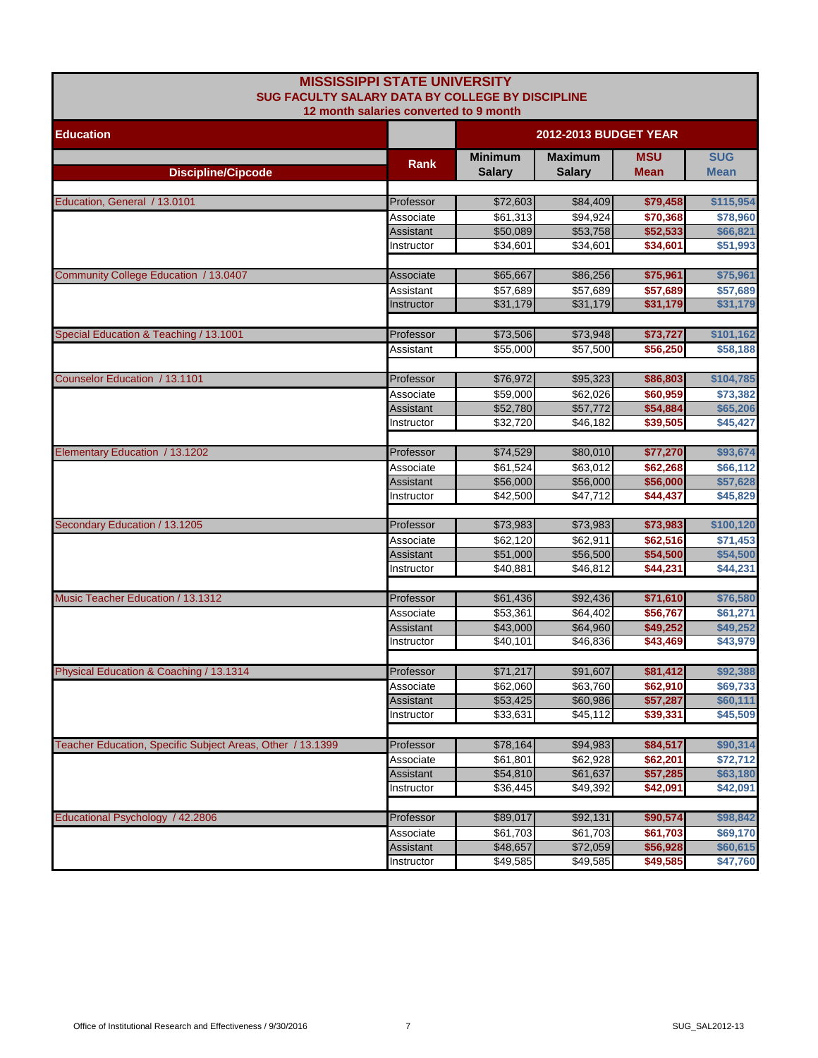# MISSISSIPPI STATE UNIVERSITY

## SUG FACULTY SALARY DATA BY COLLEGE BY DISCIPLINE

### 12 month salaries converted to 9 month

| Education | | 2012-2013 BUDGET YEAR | | | |
|---|---|---|---|---|---|
| **Discipline/Cipcode** | **Rank** | **Minimum Salary** | **Maximum Salary** | **MSU Mean** | **SUG Mean** |
| Education, General / 13.0101 | Professor | $72,603 | $84,409 | $79,458 | $115,954 |
| | Associate | $61,313 | $94,924 | $70,368 | $78,960 |
| | Assistant | $50,089 | $53,758 | $52,533 | $66,821 |
| | Instructor | $34,601 | $34,601 | $34,601 | $51,993 |
| Community College Education / 13.0407 | Associate | $65,667 | $86,256 | $75,961 | $75,961 |
| | Assistant | $57,689 | $57,689 | $57,689 | $57,689 |
| | Instructor | $31,179 | $31,179 | $31,179 | $31,179 |
| Special Education & Teaching / 13.1001 | Professor | $73,506 | $73,948 | $73,727 | $101,162 |
| | Assistant | $55,000 | $57,500 | $56,250 | $58,188 |
| Counselor Education / 13.1101 | Professor | $76,972 | $95,323 | $86,803 | $104,785 |
| | Associate | $59,000 | $62,026 | $60,959 | $73,382 |
| | Assistant | $52,780 | $57,772 | $54,884 | $65,206 |
| | Instructor | $32,720 | $46,182 | $39,505 | $45,427 |
| Elementary Education / 13.1202 | Professor | $74,529 | $80,010 | $77,270 | $93,674 |
| | Associate | $61,524 | $63,012 | $62,268 | $66,112 |
| | Assistant | $56,000 | $56,000 | $56,000 | $57,628 |
| | Instructor | $42,500 | $47,712 | $44,437 | $45,829 |
| Secondary Education / 13.1205 | Professor | $73,983 | $73,983 | $73,983 | $100,120 |
| | Associate | $62,120 | $62,911 | $62,516 | $71,453 |
| | Assistant | $51,000 | $56,500 | $54,500 | $54,500 |
| | Instructor | $40,881 | $46,812 | $44,231 | $44,231 |
| Music Teacher Education / 13.1312 | Professor | $61,436 | $92,436 | $71,610 | $76,580 |
| | Associate | $53,361 | $64,402 | $56,767 | $61,271 |
| | Assistant | $43,000 | $64,960 | $49,252 | $49,252 |
| | Instructor | $40,101 | $46,836 | $43,469 | $43,979 |
| Physical Education & Coaching / 13.1314 | Professor | $71,217 | $91,607 | $81,412 | $92,388 |
| | Associate | $62,060 | $63,760 | $62,910 | $69,733 |
| | Assistant | $53,425 | $60,986 | $57,287 | $60,111 |
| | Instructor | $33,631 | $45,112 | $39,331 | $45,509 |
| Teacher Education, Specific Subject Areas, Other / 13.1399 | Professor | $78,164 | $94,983 | $84,517 | $90,314 |
| | Associate | $61,801 | $62,928 | $62,201 | $72,712 |
| | Assistant | $54,810 | $61,637 | $57,285 | $63,180 |
| | Instructor | $36,445 | $49,392 | $42,091 | $42,091 |
| Educational Psychology / 42.2806 | Professor | $89,017 | $92,131 | $90,574 | $98,842 |
| | Associate | $61,703 | $61,703 | $61,703 | $69,170 |
| | Assistant | $48,657 | $72,059 | $56,928 | $60,615 |
| | Instructor | $49,585 | $49,585 | $49,585 | $47,760 |

Office of Institutional Research and Effectiveness / 9/30/2016 SUG_SAL2012-13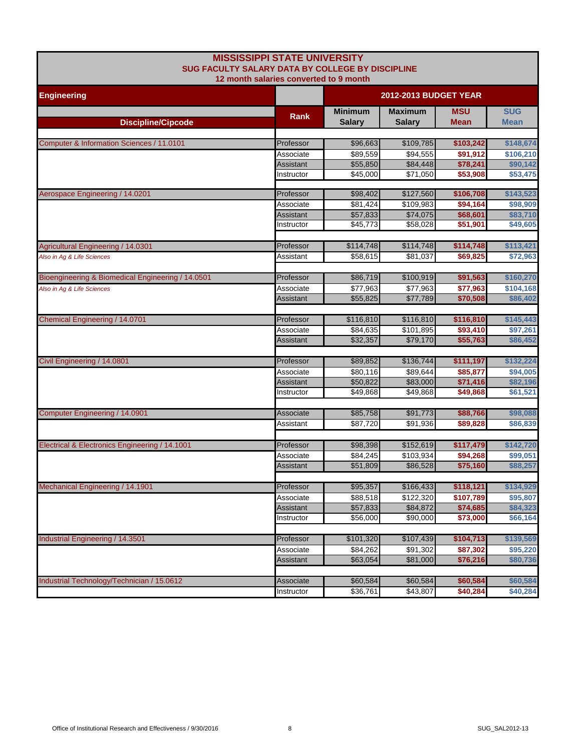# MISSISSIPPI STATE UNIVERSITY

## SUG FACULTY SALARY DATA BY COLLEGE BY DISCIPLINE

### 12 month salaries converted to 9 month

| Engineering | | 2012-2013 BUDGET YEAR | | | |
|---|---|---|---|---|---|
| **Discipline/Cipcode** | **Rank** | **Minimum Salary** | **Maximum Salary** | **MSU Mean** | **SUG Mean** |
| Computer & Information Sciences / 11.0101 | Professor | $96,663 | $109,785 | $103,242 | $148,674 |
| | Associate | $89,559 | $94,555 | $91,912 | $106,210 |
| | Assistant | $55,850 | $84,448 | $78,241 | $90,142 |
| | Instructor | $45,000 | $71,050 | $53,908 | $53,475 |
| Aerospace Engineering / 14.0201 | Professor | $98,402 | $127,560 | $106,708 | $143,523 |
| | Associate | $81,424 | $109,983 | $94,164 | $98,909 |
| | Assistant | $57,833 | $74,075 | $68,601 | $83,710 |
| | Instructor | $45,773 | $58,028 | $51,901 | $49,605 |
| Agricultural Engineering / 14.0301 | Professor | $114,748 | $114,748 | $114,748 | $113,421 |
| *Also in Ag & Life Sciences* | Assistant | $58,615 | $81,037 | $69,825 | $72,963 |
| Bioengineering & Biomedical Engineering / 14.0501 | Professor | $86,719 | $100,919 | $91,563 | $160,270 |
| *Also in Ag & Life Sciences* | Associate | $77,963 | $77,963 | $77,963 | $104,168 |
| | Assistant | $55,825 | $77,789 | $70,508 | $86,402 |
| Chemical Engineering / 14.0701 | Professor | $116,810 | $116,810 | $116,810 | $145,443 |
| | Associate | $84,635 | $101,895 | $93,410 | $97,261 |
| | Assistant | $32,357 | $79,170 | $55,763 | $86,452 |
| Civil Engineering / 14.0801 | Professor | $89,852 | $136,744 | $111,197 | $132,224 |
| | Associate | $80,116 | $89,644 | $85,877 | $94,005 |
| | Assistant | $50,822 | $83,000 | $71,416 | $82,196 |
| | Instructor | $49,868 | $49,868 | $49,868 | $61,521 |
| Computer Engineering / 14.0901 | Associate | $85,758 | $91,773 | $88,766 | $98,088 |
| | Assistant | $87,720 | $91,936 | $89,828 | $86,839 |
| Electrical & Electronics Engineering / 14.1001 | Professor | $98,398 | $152,619 | $117,479 | $142,720 |
| | Associate | $84,245 | $103,934 | $94,268 | $99,051 |
| | Assistant | $51,809 | $86,528 | $75,160 | $88,257 |
| Mechanical Engineering / 14.1901 | Professor | $95,357 | $166,433 | $118,121 | $134,929 |
| | Associate | $88,518 | $122,320 | $107,789 | $95,807 |
| | Assistant | $57,833 | $84,872 | $74,685 | $84,323 |
| | Instructor | $56,000 | $90,000 | $73,000 | $66,164 |
| Industrial Engineering / 14.3501 | Professor | $101,320 | $107,439 | $104,713 | $139,569 |
| | Associate | $84,262 | $91,302 | $87,302 | $95,220 |
| | Assistant | $63,054 | $81,000 | $76,216 | $80,736 |
| Industrial Technology/Technician / 15.0612 | Associate | $60,584 | $60,584 | $60,584 | $60,584 |
| | Instructor | $36,761 | $43,807 | $40,284 | $40,284 |

Office of Institutional Research and Effectiveness / 9/30/2016 SUG_SAL2012-13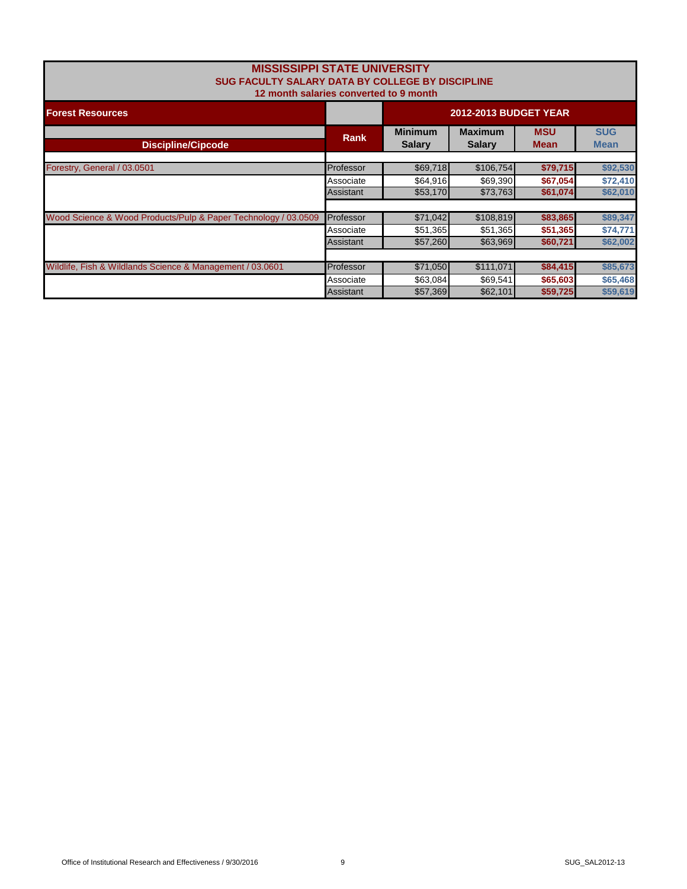# MISSISSIPPI STATE UNIVERSITY

## SUG FACULTY SALARY DATA BY COLLEGE BY DISCIPLINE

### 12 month salaries converted to 9 month

| Forest Resources | | 2012-2013 BUDGET YEAR | | | |
|---|---|---|---|---|---|
| **Discipline/Cipcode** | **Rank** | **Minimum Salary** | **Maximum Salary** | **MSU Mean** | **SUG Mean** |
| Forestry, General / 03.0501 | Professor | $69,718 | $106,754 | **$79,715** | **$92,530** |
| | Associate | $64,916 | $69,390 | **$67,054** | **$72,410** |
| | Assistant | $53,170 | $73,763 | **$61,074** | **$62,010** |
| Wood Science & Wood Products/Pulp & Paper Technology / 03.0509 | Professor | $71,042 | $108,819 | **$83,865** | **$89,347** |
| | Associate | $51,365 | $51,365 | **$51,365** | **$74,771** |
| | Assistant | $57,260 | $63,969 | **$60,721** | **$62,002** |
| Wildlife, Fish & Wildlands Science & Management / 03.0601 | Professor | $71,050 | $111,071 | **$84,415** | **$85,673** |
| | Associate | $63,084 | $69,541 | **$65,603** | **$65,468** |
| | Assistant | $57,369 | $62,101 | **$59,725** | **$59,619** |

Office of Institutional Research and Effectiveness / 9/30/2016

SUG_SAL2012-13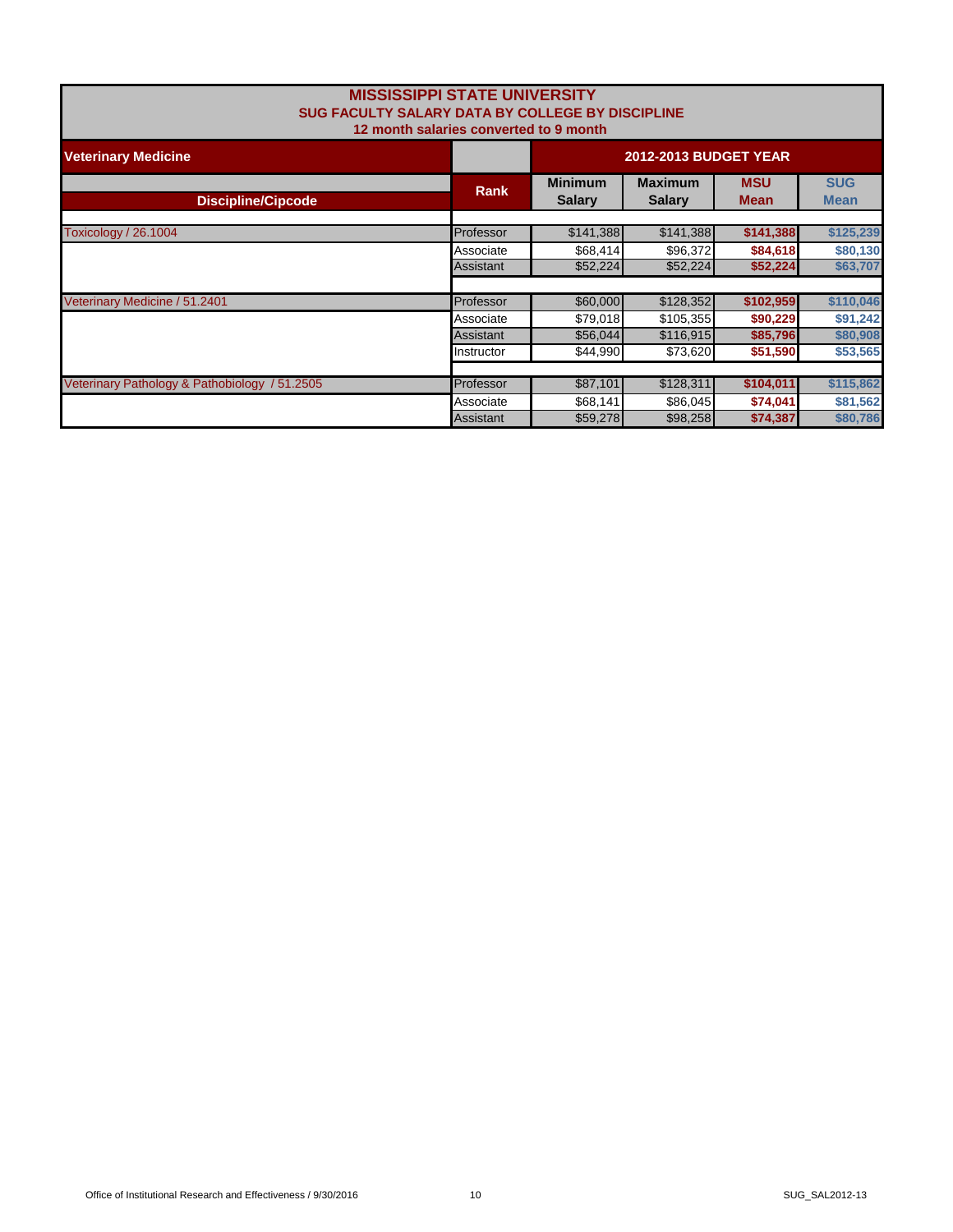# MISSISSIPPI STATE UNIVERSITY
## SUG FACULTY SALARY DATA BY COLLEGE BY DISCIPLINE
### 12 month salaries converted to 9 month

| Veterinary Medicine | | 2012-2013 BUDGET YEAR | | | |
|---|---|---|---|---|---|
| **Discipline/Cipcode** | **Rank** | **Minimum Salary** | **Maximum Salary** | **MSU Mean** | **SUG Mean** |
| Toxicology / 26.1004 | Professor | $141,388 | $141,388 | $141,388 | $125,239 |
| | Associate | $68,414 | $96,372 | $84,618 | $80,130 |
| | Assistant | $52,224 | $52,224 | $52,224 | $63,707 |
| Veterinary Medicine / 51.2401 | Professor | $60,000 | $128,352 | $102,959 | $110,046 |
| | Associate | $79,018 | $105,355 | $90,229 | $91,242 |
| | Assistant | $56,044 | $116,915 | $85,796 | $80,908 |
| | Instructor | $44,990 | $73,620 | $51,590 | $53,565 |
| Veterinary Pathology & Pathobiology / 51.2505 | Professor | $87,101 | $128,311 | $104,011 | $115,862 |
| | Associate | $68,141 | $86,045 | $74,041 | $81,562 |
| | Assistant | $59,278 | $98,258 | $74,387 | $80,786 |

Office of Institutional Research and Effectiveness / 9/30/2016

SUG_SAL2012-13